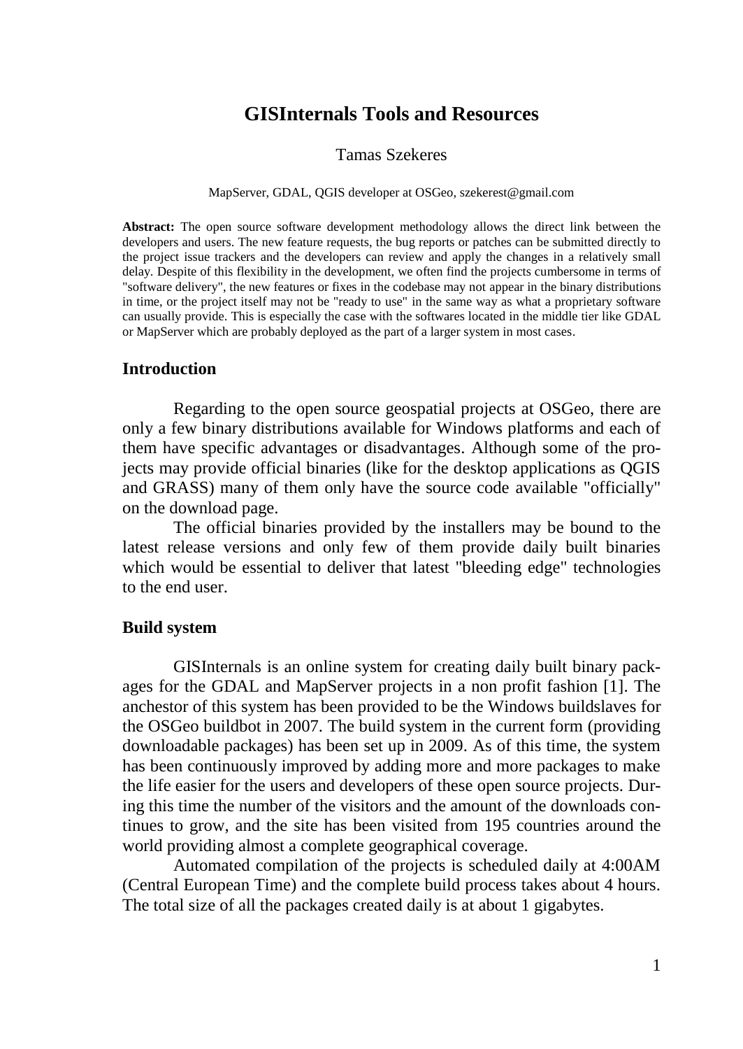# GISInternals Tools and Resources

Tamas Szekeres

MapServer, GDAL, QGIS developer at OSGeo, szekerest@gmail.com

**Abstract:** The open source software development methodology allows the direct link between the developers and users. The new feature requests, the bug reports or patches can be submitted directly to the project issue trackers and the developers can review and apply the changes in a relatively small delay. Despite of this flexibility in the development, we often find the projects cumbersome in terms of "software delivery", the new features or fixes in the codebase may not appear in the binary distributions in time, or the project itself may not be "ready to use" in the same way as what a proprietary software can usually provide. This is especially the case with the softwares located in the middle tier like GDAL or MapServer which are probably deployed as the part of a larger system in most cases.

## Introduction

Regarding to the open source geospatial projects at OSGeo, there are only a few binary distributions available for Windows platforms and each of them have specific advantages or disadvantages. Although some of the projects may provide official binaries (like for the desktop applications as QGIS and GRASS) many of them only have the source code available "officially" on the download page.

The official binaries provided by the installers may be bound to the latest release versions and only few of them provide daily built binaries which would be essential to deliver that latest "bleeding edge" technologies to the end user.

## Build system

GISInternals is an online system for creating daily built binary packages for the GDAL and MapServer projects in a non profit fashion [1]. The anchestor of this system has been provided to be the Windows buildslaves for the OSGeo buildbot in 2007. The build system in the current form (providing downloadable packages) has been set up in 2009. As of this time, the system has been continuously improved by adding more and more packages to make the life easier for the users and developers of these open source projects. During this time the number of the visitors and the amount of the downloads continues to grow, and the site has been visited from 195 countries around the world providing almost a complete geographical coverage.

Automated compilation of the projects is scheduled daily at 4:00AM (Central European Time) and the complete build process takes about 4 hours. The total size of all the packages created daily is at about 1 gigabytes.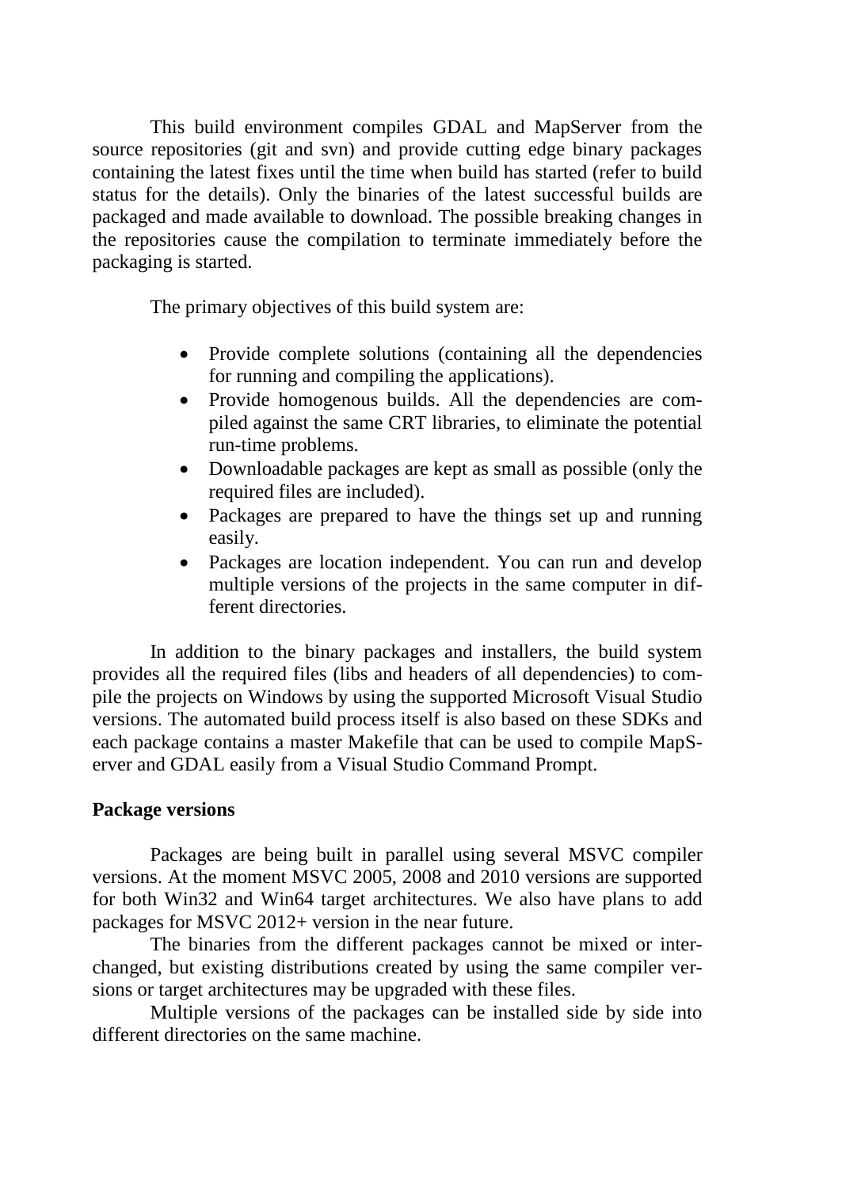This build environment compiles GDAL and MapServer from the source repositories (git and svn) and provide cutting edge binary packages containing the latest fixes until the time when build has started (refer to build status for the details). Only the binaries of the latest successful builds are packaged and made available to download. The possible breaking changes in the repositories cause the compilation to terminate immediately before the packaging is started.

The primary objectives of this build system are:

- Provide complete solutions (containing all the dependencies for running and compiling the applications).
- Provide homogenous builds. All the dependencies are compiled against the same CRT libraries, to eliminate the potential run-time problems.
- Downloadable packages are kept as small as possible (only the required files are included).
- Packages are prepared to have the things set up and running easily.
- Packages are location independent. You can run and develop multiple versions of the projects in the same computer in different directories.

In addition to the binary packages and installers, the build system provides all the required files (libs and headers of all dependencies) to compile the projects on Windows by using the supported Microsoft Visual Studio versions. The automated build process itself is also based on these SDKs and each package contains a master Makefile that can be used to compile MapServer and GDAL easily from a Visual Studio Command Prompt.

**Package versions**

Packages are being built in parallel using several MSVC compiler versions. At the moment MSVC 2005, 2008 and 2010 versions are supported for both Win32 and Win64 target architectures. We also have plans to add packages for MSVC 2012+ version in the near future.

The binaries from the different packages cannot be mixed or interchanged, but existing distributions created by using the same compiler versions or target architectures may be upgraded with these files.

Multiple versions of the packages can be installed side by side into different directories on the same machine.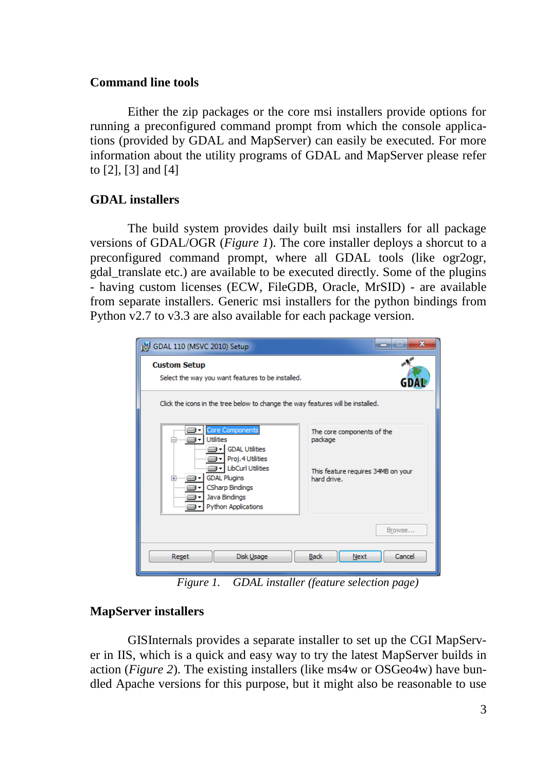### Command line tools

Either the zip packages or the core msi installers provide options for running a preconfigured command prompt from which the console applications (provided by GDAL and MapServer) can easily be executed. For more information about the utility programs of GDAL and MapServer please refer to [2], [3] and [4]

### GDAL installers

The build system provides daily built msi installers for all package versions of GDAL/OGR (*Figure 1*). The core installer deploys a shorcut to a preconfigured command prompt, where all GDAL tools (like ogr2ogr, gdal_translate etc.) are available to be executed directly. Some of the plugins - having custom licenses (ECW, FileGDB, Oracle, MrSID) - are available from separate installers. Generic msi installers for the python bindings from Python v2.7 to v3.3 are also available for each package version.

*Figure 1. GDAL installer (feature selection page)*

### MapServer installers

GISInternals provides a separate installer to set up the CGI MapServer in IIS, which is a quick and easy way to try the latest MapServer builds in action (*Figure 2*). The existing installers (like ms4w or OSGeo4w) have bundled Apache versions for this purpose, but it might also be reasonable to use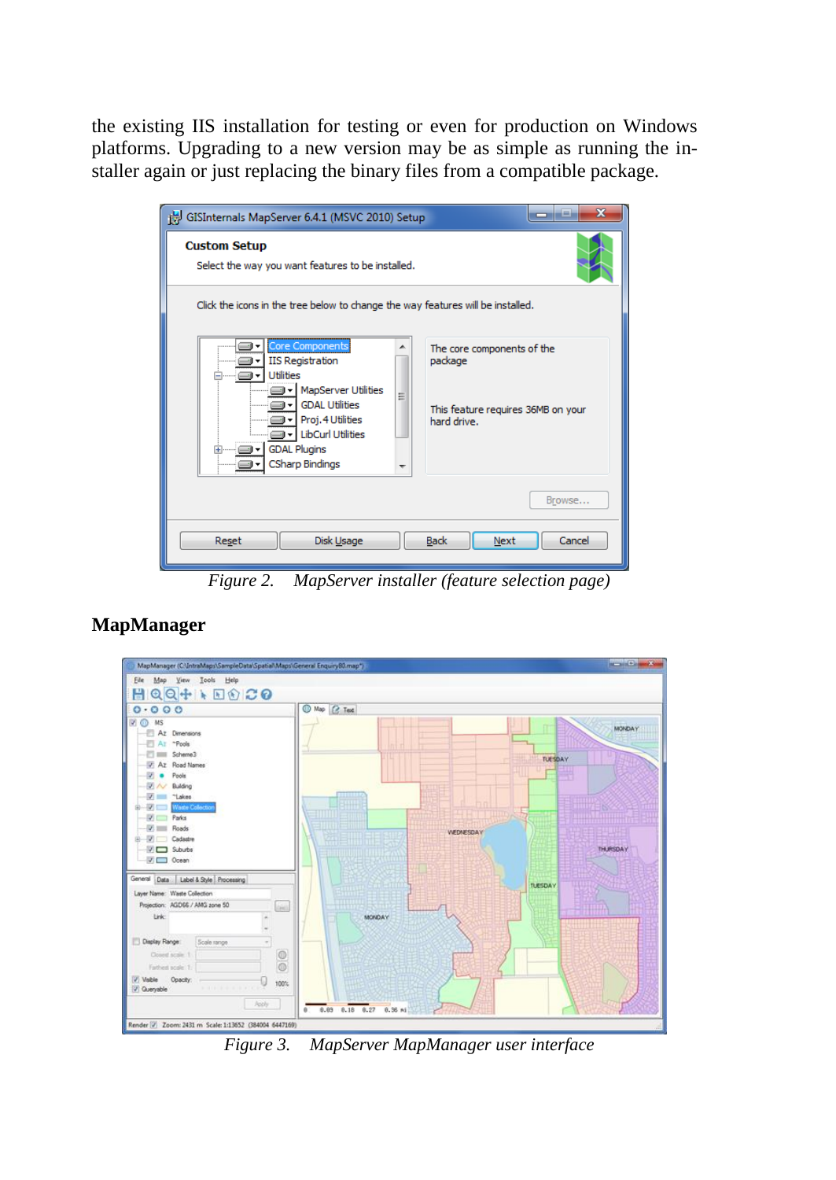the existing IIS installation for testing or even for production on Windows platforms. Upgrading to a new version may be as simple as running the installer again or just replacing the binary files from a compatible package.

*Figure 2. MapServer installer (feature selection page)*

## MapManager

*Figure 3. MapServer MapManager user interface*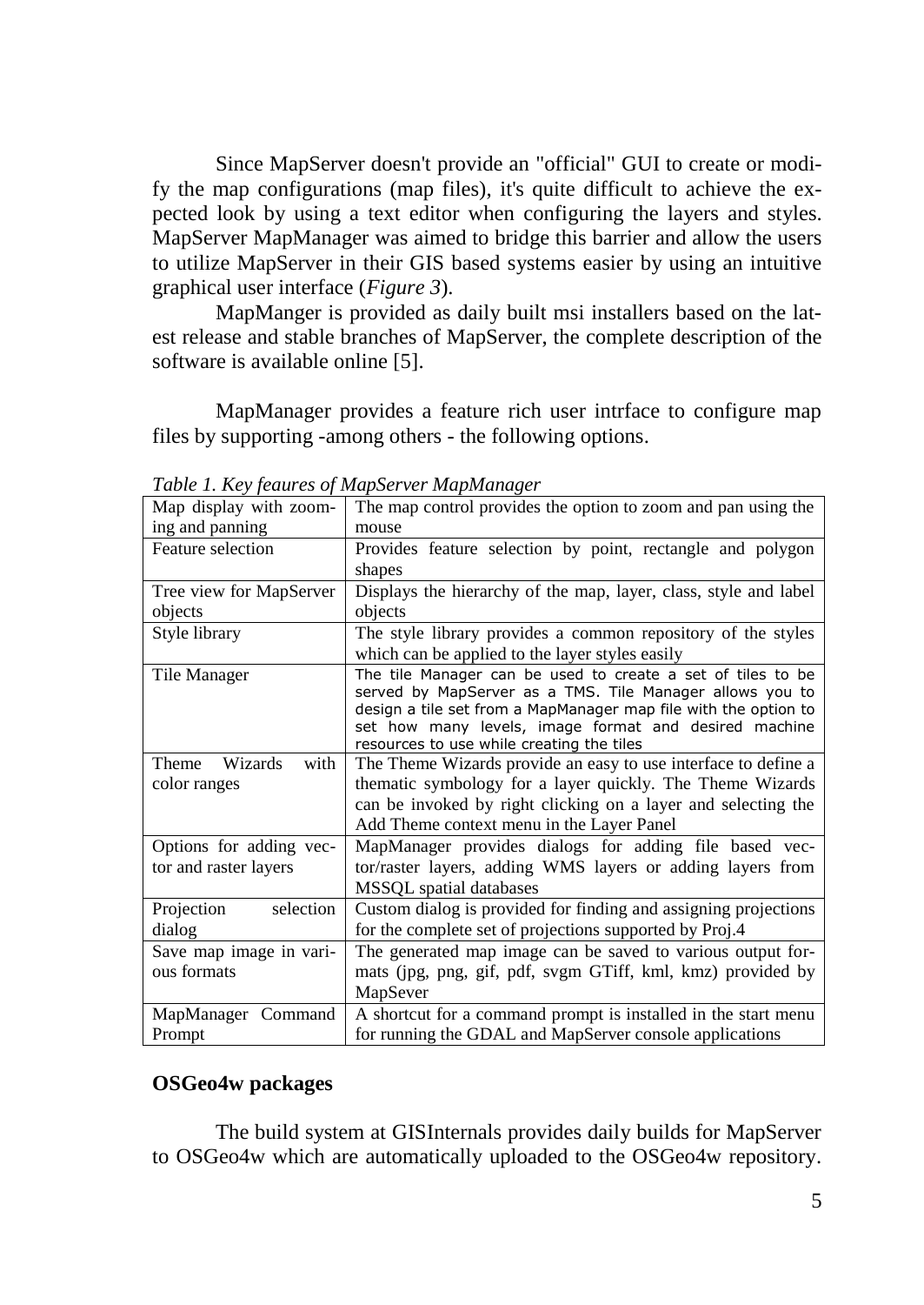Since MapServer doesn't provide an "official" GUI to create or modify the map configurations (map files), it's quite difficult to achieve the expected look by using a text editor when configuring the layers and styles. MapServer MapManager was aimed to bridge this barrier and allow the users to utilize MapServer in their GIS based systems easier by using an intuitive graphical user interface (*Figure 3*).

MapManger is provided as daily built msi installers based on the latest release and stable branches of MapServer, the complete description of the software is available online [5].

MapManager provides a feature rich user intrface to configure map files by supporting -among others - the following options.

*Table 1. Key feaures of MapServer MapManager*

| | |
|---|---|
| Map display with zooming and panning | The map control provides the option to zoom and pan using the mouse |
| Feature selection | Provides feature selection by point, rectangle and polygon shapes |
| Tree view for MapServer objects | Displays the hierarchy of the map, layer, class, style and label objects |
| Style library | The style library provides a common repository of the styles which can be applied to the layer styles easily |
| Tile Manager | The tile Manager can be used to create a set of tiles to be served by MapServer as a TMS. Tile Manager allows you to design a tile set from a MapManager map file with the option to set how many levels, image format and desired machine resources to use while creating the tiles |
| Theme Wizards with color ranges | The Theme Wizards provide an easy to use interface to define a thematic symbology for a layer quickly. The Theme Wizards can be invoked by right clicking on a layer and selecting the Add Theme context menu in the Layer Panel |
| Options for adding vector and raster layers | MapManager provides dialogs for adding file based vector/raster layers, adding WMS layers or adding layers from MSSQL spatial databases |
| Projection selection dialog | Custom dialog is provided for finding and assigning projections for the complete set of projections supported by Proj.4 |
| Save map image in various formats | The generated map image can be saved to various output formats (jpg, png, gif, pdf, svgm GTiff, kml, kmz) provided by MapSever |
| MapManager Command Prompt | A shortcut for a command prompt is installed in the start menu for running the GDAL and MapServer console applications |

**OSGeo4w packages**

The build system at GISInternals provides daily builds for MapServer to OSGeo4w which are automatically uploaded to the OSGeo4w repository.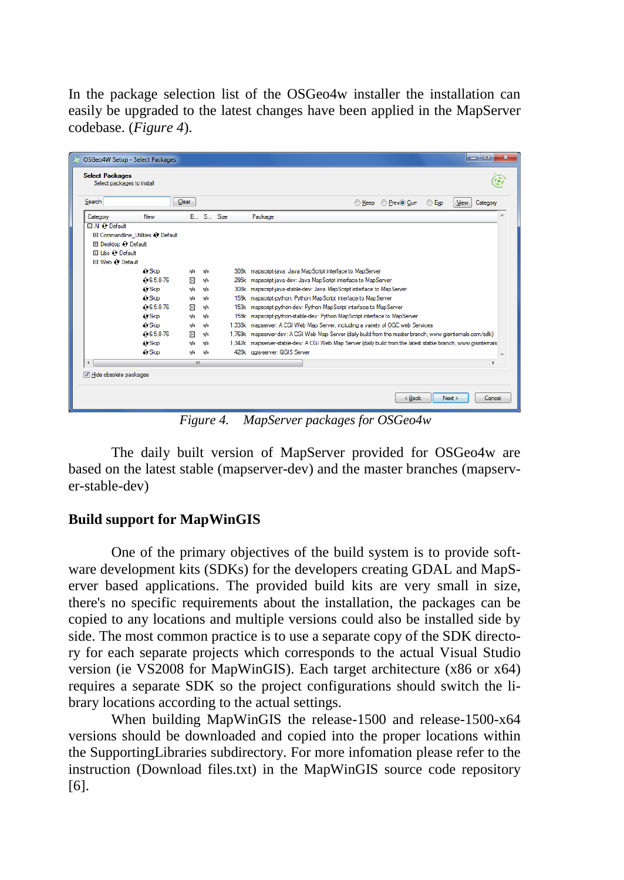In the package selection list of the OSGeo4w installer the installation can easily be upgraded to the latest changes have been applied in the MapServer codebase. (*Figure 4*).

*Figure 4. MapServer packages for OSGeo4w*

The daily built version of MapServer provided for OSGeo4w are based on the latest stable (mapserver-dev) and the master branches (mapserver-stable-dev)

### Build support for MapWinGIS

One of the primary objectives of the build system is to provide software development kits (SDKs) for the developers creating GDAL and MapServer based applications. The provided build kits are very small in size, there's no specific requirements about the installation, the packages can be copied to any locations and multiple versions could also be installed side by side. The most common practice is to use a separate copy of the SDK directory for each separate projects which corresponds to the actual Visual Studio version (ie VS2008 for MapWinGIS). Each target architecture (x86 or x64) requires a separate SDK so the project configurations should switch the library locations according to the actual settings.

When building MapWinGIS the release-1500 and release-1500-x64 versions should be downloaded and copied into the proper locations within the SupportingLibraries subdirectory. For more infomation please refer to the instruction (Download files.txt) in the MapWinGIS source code repository [6].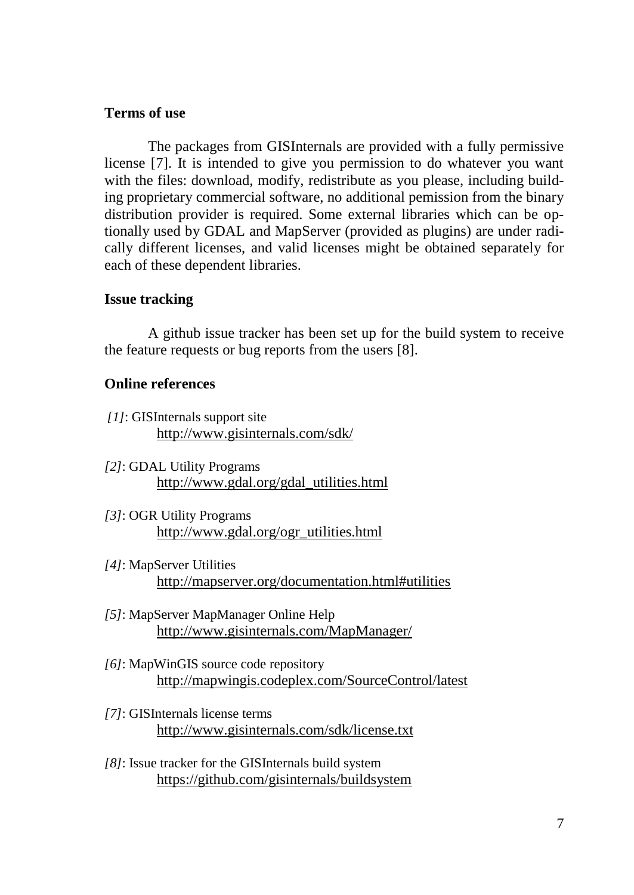## Terms of use

The packages from GISInternals are provided with a fully permissive license [7]. It is intended to give you permission to do whatever you want with the files: download, modify, redistribute as you please, including building proprietary commercial software, no additional pemission from the binary distribution provider is required. Some external libraries which can be optionally used by GDAL and MapServer (provided as plugins) are under radically different licenses, and valid licenses might be obtained separately for each of these dependent libraries.

## Issue tracking

A github issue tracker has been set up for the build system to receive the feature requests or bug reports from the users [8].

## Online references

*[1]*: GISInternals support site
http://www.gisinternals.com/sdk/

*[2]*: GDAL Utility Programs
http://www.gdal.org/gdal_utilities.html

*[3]*: OGR Utility Programs
http://www.gdal.org/ogr_utilities.html

*[4]*: MapServer Utilities
http://mapserver.org/documentation.html#utilities

*[5]*: MapServer MapManager Online Help
http://www.gisinternals.com/MapManager/

*[6]*: MapWinGIS source code repository
http://mapwingis.codeplex.com/SourceControl/latest

*[7]*: GISInternals license terms
http://www.gisinternals.com/sdk/license.txt

*[8]*: Issue tracker for the GISInternals build system
https://github.com/gisinternals/buildsystem